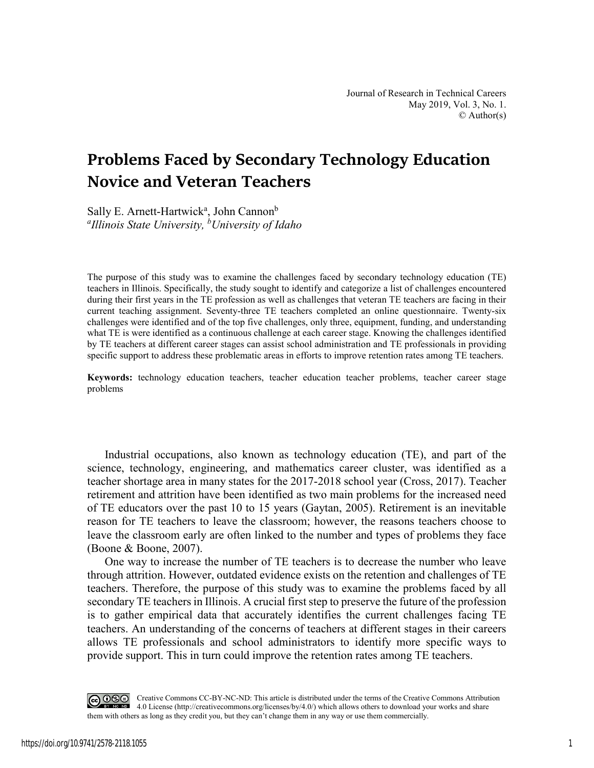# Problems Faced by Secondary Technology Education Novice and Veteran Teachers

Sally E. Arnett-Hartwick[a], John Cannon[b]
[a]*Illinois State University,* [b]*University of Idaho*

The purpose of this study was to examine the challenges faced by secondary technology education (TE) teachers in Illinois. Specifically, the study sought to identify and categorize a list of challenges encountered during their first years in the TE profession as well as challenges that veteran TE teachers are facing in their current teaching assignment. Seventy-three TE teachers completed an online questionnaire. Twenty-six challenges were identified and of the top five challenges, only three, equipment, funding, and understanding what TE is were identified as a continuous challenge at each career stage. Knowing the challenges identified by TE teachers at different career stages can assist school administration and TE professionals in providing specific support to address these problematic areas in efforts to improve retention rates among TE teachers.

**Keywords:** technology education teachers, teacher education teacher problems, teacher career stage problems

Industrial occupations, also known as technology education (TE), and part of the science, technology, engineering, and mathematics career cluster, was identified as a teacher shortage area in many states for the 2017-2018 school year (Cross, 2017). Teacher retirement and attrition have been identified as two main problems for the increased need of TE educators over the past 10 to 15 years (Gaytan, 2005). Retirement is an inevitable reason for TE teachers to leave the classroom; however, the reasons teachers choose to leave the classroom early are often linked to the number and types of problems they face (Boone & Boone, 2007).

One way to increase the number of TE teachers is to decrease the number who leave through attrition. However, outdated evidence exists on the retention and challenges of TE teachers. Therefore, the purpose of this study was to examine the problems faced by all secondary TE teachers in Illinois. A crucial first step to preserve the future of the profession is to gather empirical data that accurately identifies the current challenges facing TE teachers. An understanding of the concerns of teachers at different stages in their careers allows TE professionals and school administrators to identify more specific ways to provide support. This in turn could improve the retention rates among TE teachers.

Creative Commons CC-BY-NC-ND: This article is distributed under the terms of the Creative Commons Attribution 4.0 License (http://creativecommons.org/licenses/by/4.0/) which allows others to download your works and share them with others as long as they credit you, but they can't change them in any way or use them commercially.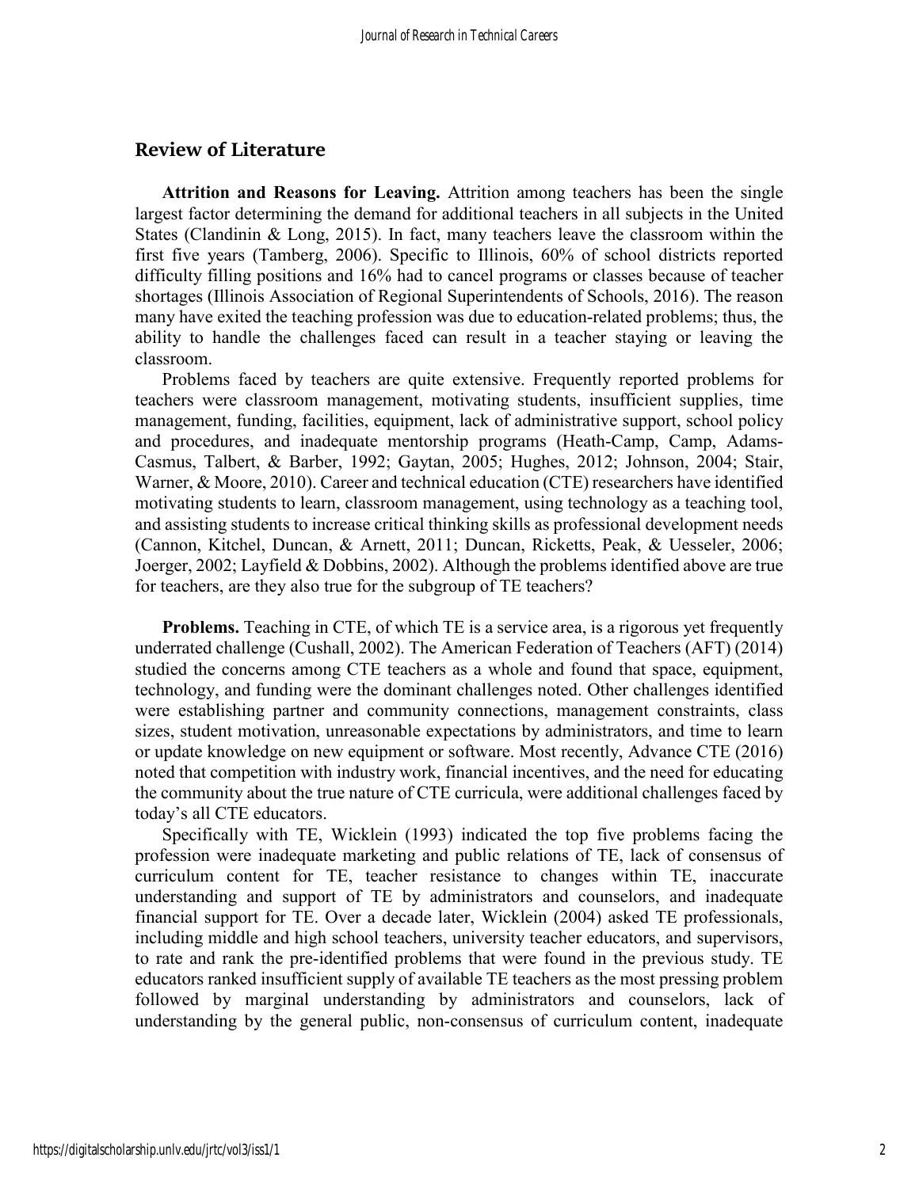## Review of Literature

**Attrition and Reasons for Leaving.** Attrition among teachers has been the single largest factor determining the demand for additional teachers in all subjects in the United States (Clandinin & Long, 2015). In fact, many teachers leave the classroom within the first five years (Tamberg, 2006). Specific to Illinois, 60% of school districts reported difficulty filling positions and 16% had to cancel programs or classes because of teacher shortages (Illinois Association of Regional Superintendents of Schools, 2016). The reason many have exited the teaching profession was due to education-related problems; thus, the ability to handle the challenges faced can result in a teacher staying or leaving the classroom.

Problems faced by teachers are quite extensive. Frequently reported problems for teachers were classroom management, motivating students, insufficient supplies, time management, funding, facilities, equipment, lack of administrative support, school policy and procedures, and inadequate mentorship programs (Heath-Camp, Camp, Adams-Casmus, Talbert, & Barber, 1992; Gaytan, 2005; Hughes, 2012; Johnson, 2004; Stair, Warner, & Moore, 2010). Career and technical education (CTE) researchers have identified motivating students to learn, classroom management, using technology as a teaching tool, and assisting students to increase critical thinking skills as professional development needs (Cannon, Kitchel, Duncan, & Arnett, 2011; Duncan, Ricketts, Peak, & Uesseler, 2006; Joerger, 2002; Layfield & Dobbins, 2002). Although the problems identified above are true for teachers, are they also true for the subgroup of TE teachers?

**Problems.** Teaching in CTE, of which TE is a service area, is a rigorous yet frequently underrated challenge (Cushall, 2002). The American Federation of Teachers (AFT) (2014) studied the concerns among CTE teachers as a whole and found that space, equipment, technology, and funding were the dominant challenges noted. Other challenges identified were establishing partner and community connections, management constraints, class sizes, student motivation, unreasonable expectations by administrators, and time to learn or update knowledge on new equipment or software. Most recently, Advance CTE (2016) noted that competition with industry work, financial incentives, and the need for educating the community about the true nature of CTE curricula, were additional challenges faced by today's all CTE educators.

Specifically with TE, Wicklein (1993) indicated the top five problems facing the profession were inadequate marketing and public relations of TE, lack of consensus of curriculum content for TE, teacher resistance to changes within TE, inaccurate understanding and support of TE by administrators and counselors, and inadequate financial support for TE. Over a decade later, Wicklein (2004) asked TE professionals, including middle and high school teachers, university teacher educators, and supervisors, to rate and rank the pre-identified problems that were found in the previous study. TE educators ranked insufficient supply of available TE teachers as the most pressing problem followed by marginal understanding by administrators and counselors, lack of understanding by the general public, non-consensus of curriculum content, inadequate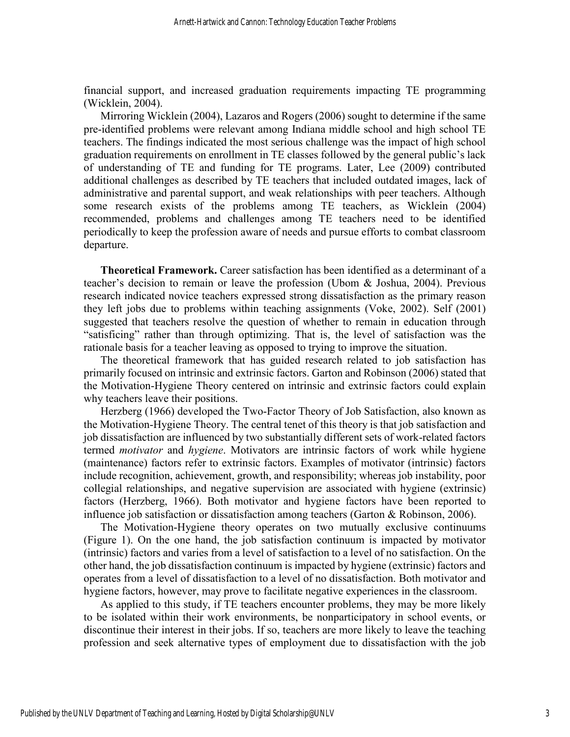financial support, and increased graduation requirements impacting TE programming (Wicklein, 2004).

Mirroring Wicklein (2004), Lazaros and Rogers (2006) sought to determine if the same pre-identified problems were relevant among Indiana middle school and high school TE teachers. The findings indicated the most serious challenge was the impact of high school graduation requirements on enrollment in TE classes followed by the general public's lack of understanding of TE and funding for TE programs. Later, Lee (2009) contributed additional challenges as described by TE teachers that included outdated images, lack of administrative and parental support, and weak relationships with peer teachers. Although some research exists of the problems among TE teachers, as Wicklein (2004) recommended, problems and challenges among TE teachers need to be identified periodically to keep the profession aware of needs and pursue efforts to combat classroom departure.

**Theoretical Framework.** Career satisfaction has been identified as a determinant of a teacher's decision to remain or leave the profession (Ubom & Joshua, 2004). Previous research indicated novice teachers expressed strong dissatisfaction as the primary reason they left jobs due to problems within teaching assignments (Voke, 2002). Self (2001) suggested that teachers resolve the question of whether to remain in education through "satisficing" rather than through optimizing. That is, the level of satisfaction was the rationale basis for a teacher leaving as opposed to trying to improve the situation.

The theoretical framework that has guided research related to job satisfaction has primarily focused on intrinsic and extrinsic factors. Garton and Robinson (2006) stated that the Motivation-Hygiene Theory centered on intrinsic and extrinsic factors could explain why teachers leave their positions.

Herzberg (1966) developed the Two-Factor Theory of Job Satisfaction, also known as the Motivation-Hygiene Theory. The central tenet of this theory is that job satisfaction and job dissatisfaction are influenced by two substantially different sets of work-related factors termed *motivator* and *hygiene*. Motivators are intrinsic factors of work while hygiene (maintenance) factors refer to extrinsic factors. Examples of motivator (intrinsic) factors include recognition, achievement, growth, and responsibility; whereas job instability, poor collegial relationships, and negative supervision are associated with hygiene (extrinsic) factors (Herzberg, 1966). Both motivator and hygiene factors have been reported to influence job satisfaction or dissatisfaction among teachers (Garton & Robinson, 2006).

The Motivation-Hygiene theory operates on two mutually exclusive continuums (Figure 1). On the one hand, the job satisfaction continuum is impacted by motivator (intrinsic) factors and varies from a level of satisfaction to a level of no satisfaction. On the other hand, the job dissatisfaction continuum is impacted by hygiene (extrinsic) factors and operates from a level of dissatisfaction to a level of no dissatisfaction. Both motivator and hygiene factors, however, may prove to facilitate negative experiences in the classroom.

As applied to this study, if TE teachers encounter problems, they may be more likely to be isolated within their work environments, be nonparticipatory in school events, or discontinue their interest in their jobs. If so, teachers are more likely to leave the teaching profession and seek alternative types of employment due to dissatisfaction with the job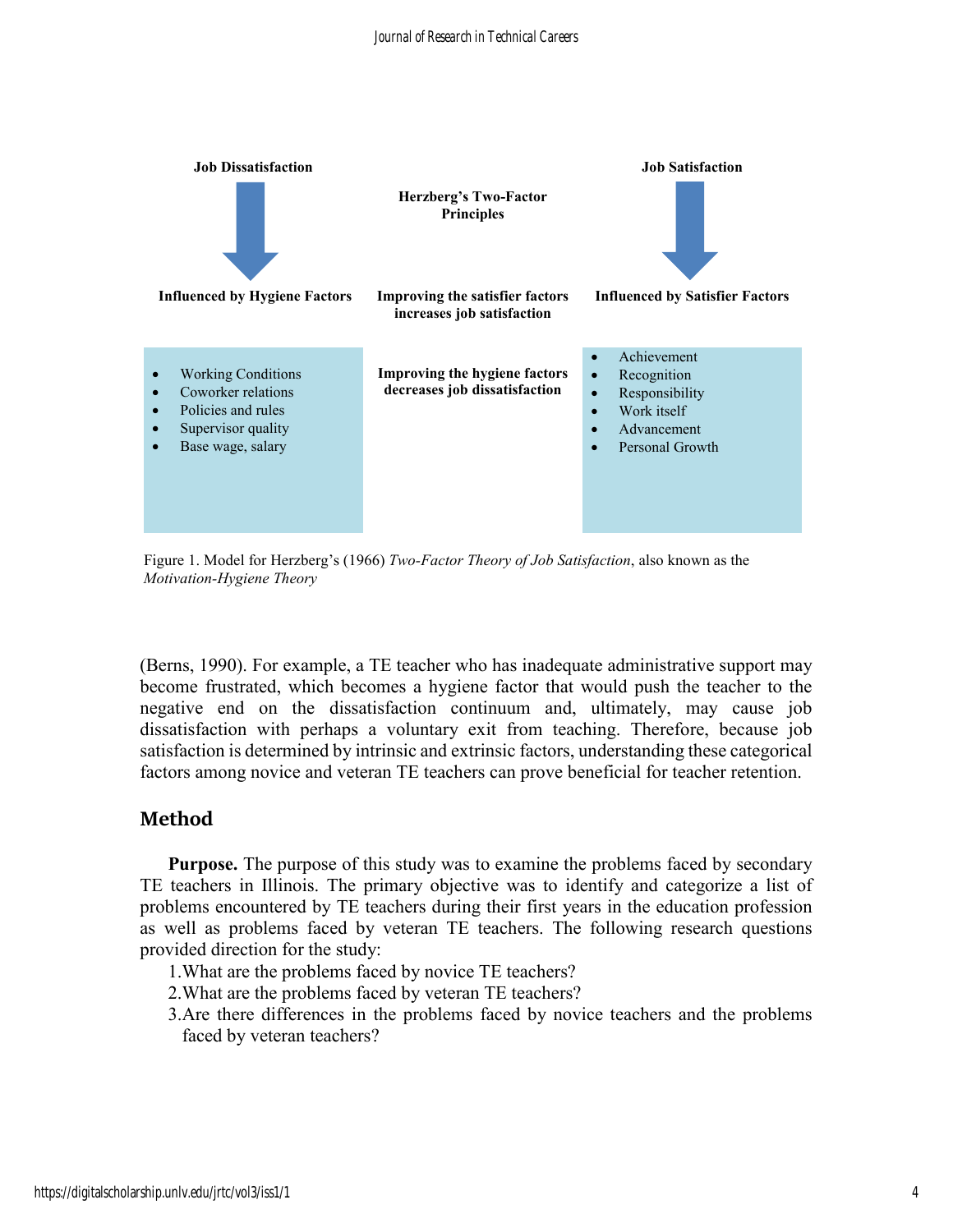**Job Dissatisfaction**

**Herzberg's Two-Factor Principles**

**Job Satisfaction**

**Influenced by Hygiene Factors**

**Improving the satisfier factors increases job satisfaction**

**Influenced by Satisfier Factors**

- Working Conditions
- Coworker relations
- Policies and rules
- Supervisor quality
- Base wage, salary

**Improving the hygiene factors decreases job dissatisfaction**

- Achievement
- Recognition
- Responsibility
- Work itself
- Advancement
- Personal Growth

Figure 1. Model for Herzberg's (1966) *Two-Factor Theory of Job Satisfaction*, also known as the *Motivation-Hygiene Theory*

(Berns, 1990). For example, a TE teacher who has inadequate administrative support may become frustrated, which becomes a hygiene factor that would push the teacher to the negative end on the dissatisfaction continuum and, ultimately, may cause job dissatisfaction with perhaps a voluntary exit from teaching. Therefore, because job satisfaction is determined by intrinsic and extrinsic factors, understanding these categorical factors among novice and veteran TE teachers can prove beneficial for teacher retention.

## Method

**Purpose.** The purpose of this study was to examine the problems faced by secondary TE teachers in Illinois. The primary objective was to identify and categorize a list of problems encountered by TE teachers during their first years in the education profession as well as problems faced by veteran TE teachers. The following research questions provided direction for the study:

1. What are the problems faced by novice TE teachers?
2. What are the problems faced by veteran TE teachers?
3. Are there differences in the problems faced by novice teachers and the problems faced by veteran teachers?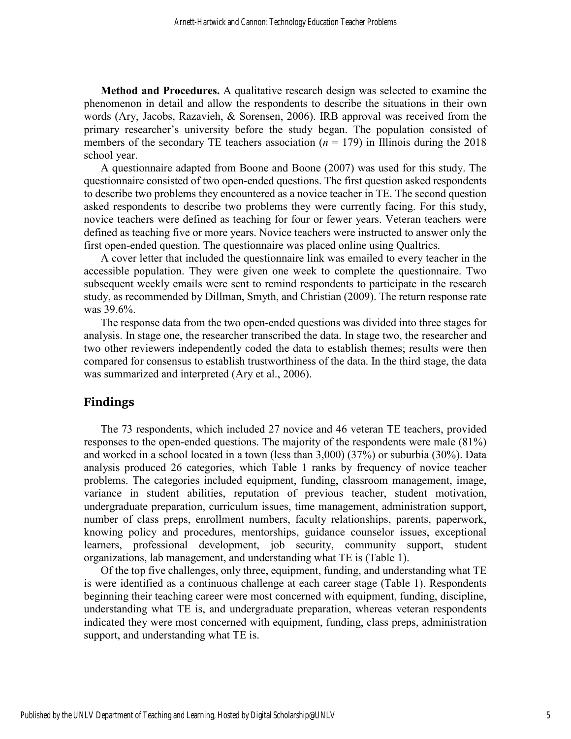**Method and Procedures.** A qualitative research design was selected to examine the phenomenon in detail and allow the respondents to describe the situations in their own words (Ary, Jacobs, Razavieh, & Sorensen, 2006). IRB approval was received from the primary researcher's university before the study began. The population consisted of members of the secondary TE teachers association ($n$ = 179) in Illinois during the 2018 school year.

A questionnaire adapted from Boone and Boone (2007) was used for this study. The questionnaire consisted of two open-ended questions. The first question asked respondents to describe two problems they encountered as a novice teacher in TE. The second question asked respondents to describe two problems they were currently facing. For this study, novice teachers were defined as teaching for four or fewer years. Veteran teachers were defined as teaching five or more years. Novice teachers were instructed to answer only the first open-ended question. The questionnaire was placed online using Qualtrics.

A cover letter that included the questionnaire link was emailed to every teacher in the accessible population. They were given one week to complete the questionnaire. Two subsequent weekly emails were sent to remind respondents to participate in the research study, as recommended by Dillman, Smyth, and Christian (2009). The return response rate was 39.6%.

The response data from the two open-ended questions was divided into three stages for analysis. In stage one, the researcher transcribed the data. In stage two, the researcher and two other reviewers independently coded the data to establish themes; results were then compared for consensus to establish trustworthiness of the data. In the third stage, the data was summarized and interpreted (Ary et al., 2006).

## Findings

The 73 respondents, which included 27 novice and 46 veteran TE teachers, provided responses to the open-ended questions. The majority of the respondents were male (81%) and worked in a school located in a town (less than 3,000) (37%) or suburbia (30%). Data analysis produced 26 categories, which Table 1 ranks by frequency of novice teacher problems. The categories included equipment, funding, classroom management, image, variance in student abilities, reputation of previous teacher, student motivation, undergraduate preparation, curriculum issues, time management, administration support, number of class preps, enrollment numbers, faculty relationships, parents, paperwork, knowing policy and procedures, mentorships, guidance counselor issues, exceptional learners, professional development, job security, community support, student organizations, lab management, and understanding what TE is (Table 1).

Of the top five challenges, only three, equipment, funding, and understanding what TE is were identified as a continuous challenge at each career stage (Table 1). Respondents beginning their teaching career were most concerned with equipment, funding, discipline, understanding what TE is, and undergraduate preparation, whereas veteran respondents indicated they were most concerned with equipment, funding, class preps, administration support, and understanding what TE is.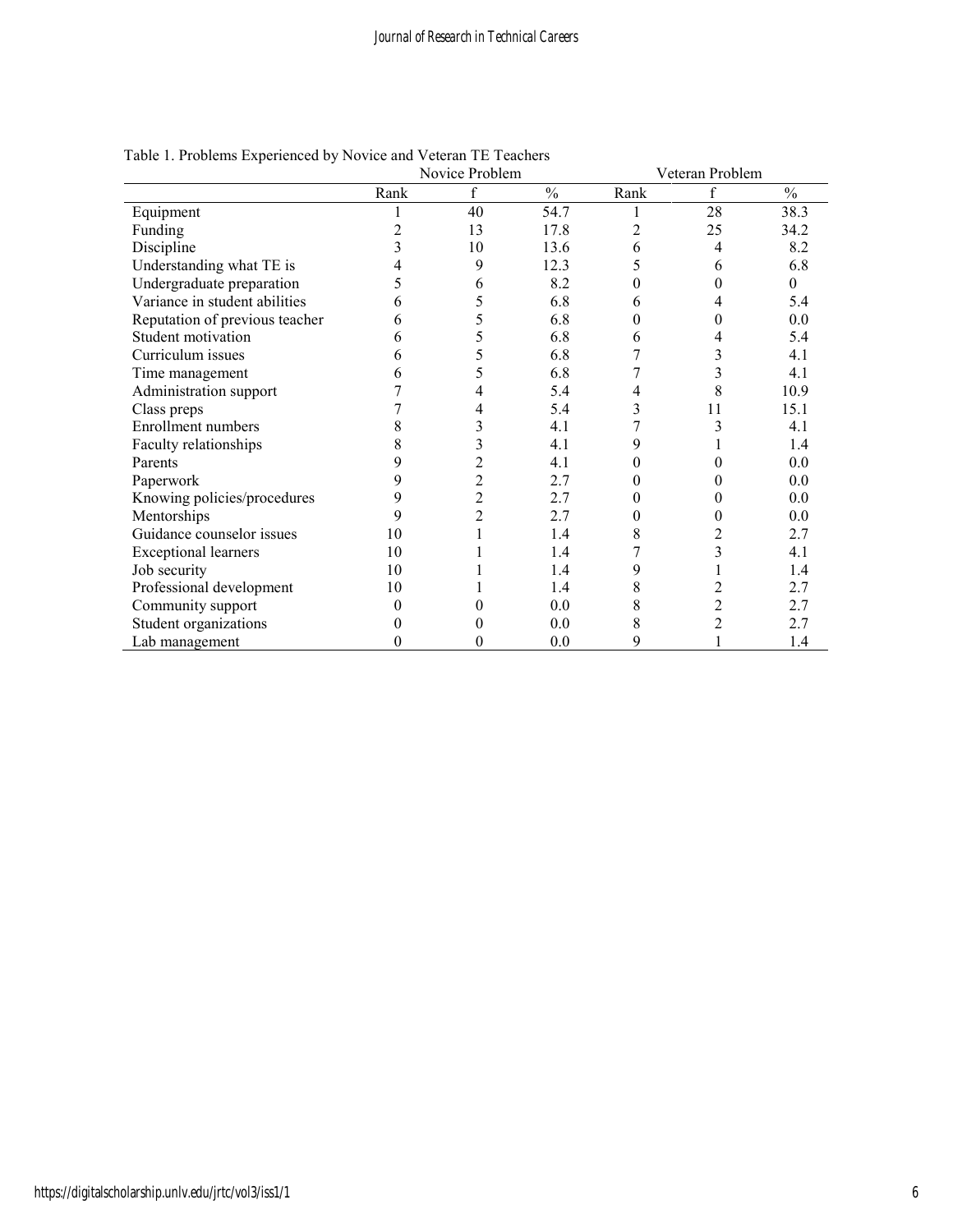Table 1. Problems Experienced by Novice and Veteran TE Teachers

| | Novice Problem | | | Veteran Problem | | |
|---|---|---|---|---|---|---|
| | Rank | f | % | Rank | f | % |
| Equipment | 1 | 40 | 54.7 | 1 | 28 | 38.3 |
| Funding | 2 | 13 | 17.8 | 2 | 25 | 34.2 |
| Discipline | 3 | 10 | 13.6 | 6 | 4 | 8.2 |
| Understanding what TE is | 4 | 9 | 12.3 | 5 | 6 | 6.8 |
| Undergraduate preparation | 5 | 6 | 8.2 | 0 | 0 | 0 |
| Variance in student abilities | 6 | 5 | 6.8 | 6 | 4 | 5.4 |
| Reputation of previous teacher | 6 | 5 | 6.8 | 0 | 0 | 0.0 |
| Student motivation | 6 | 5 | 6.8 | 6 | 4 | 5.4 |
| Curriculum issues | 6 | 5 | 6.8 | 7 | 3 | 4.1 |
| Time management | 6 | 5 | 6.8 | 7 | 3 | 4.1 |
| Administration support | 7 | 4 | 5.4 | 4 | 8 | 10.9 |
| Class preps | 7 | 4 | 5.4 | 3 | 11 | 15.1 |
| Enrollment numbers | 8 | 3 | 4.1 | 7 | 3 | 4.1 |
| Faculty relationships | 8 | 3 | 4.1 | 9 | 1 | 1.4 |
| Parents | 9 | 2 | 4.1 | 0 | 0 | 0.0 |
| Paperwork | 9 | 2 | 2.7 | 0 | 0 | 0.0 |
| Knowing policies/procedures | 9 | 2 | 2.7 | 0 | 0 | 0.0 |
| Mentorships | 9 | 2 | 2.7 | 0 | 0 | 0.0 |
| Guidance counselor issues | 10 | 1 | 1.4 | 8 | 2 | 2.7 |
| Exceptional learners | 10 | 1 | 1.4 | 7 | 3 | 4.1 |
| Job security | 10 | 1 | 1.4 | 9 | 1 | 1.4 |
| Professional development | 10 | 1 | 1.4 | 8 | 2 | 2.7 |
| Community support | 0 | 0 | 0.0 | 8 | 2 | 2.7 |
| Student organizations | 0 | 0 | 0.0 | 8 | 2 | 2.7 |
| Lab management | 0 | 0 | 0.0 | 9 | 1 | 1.4 |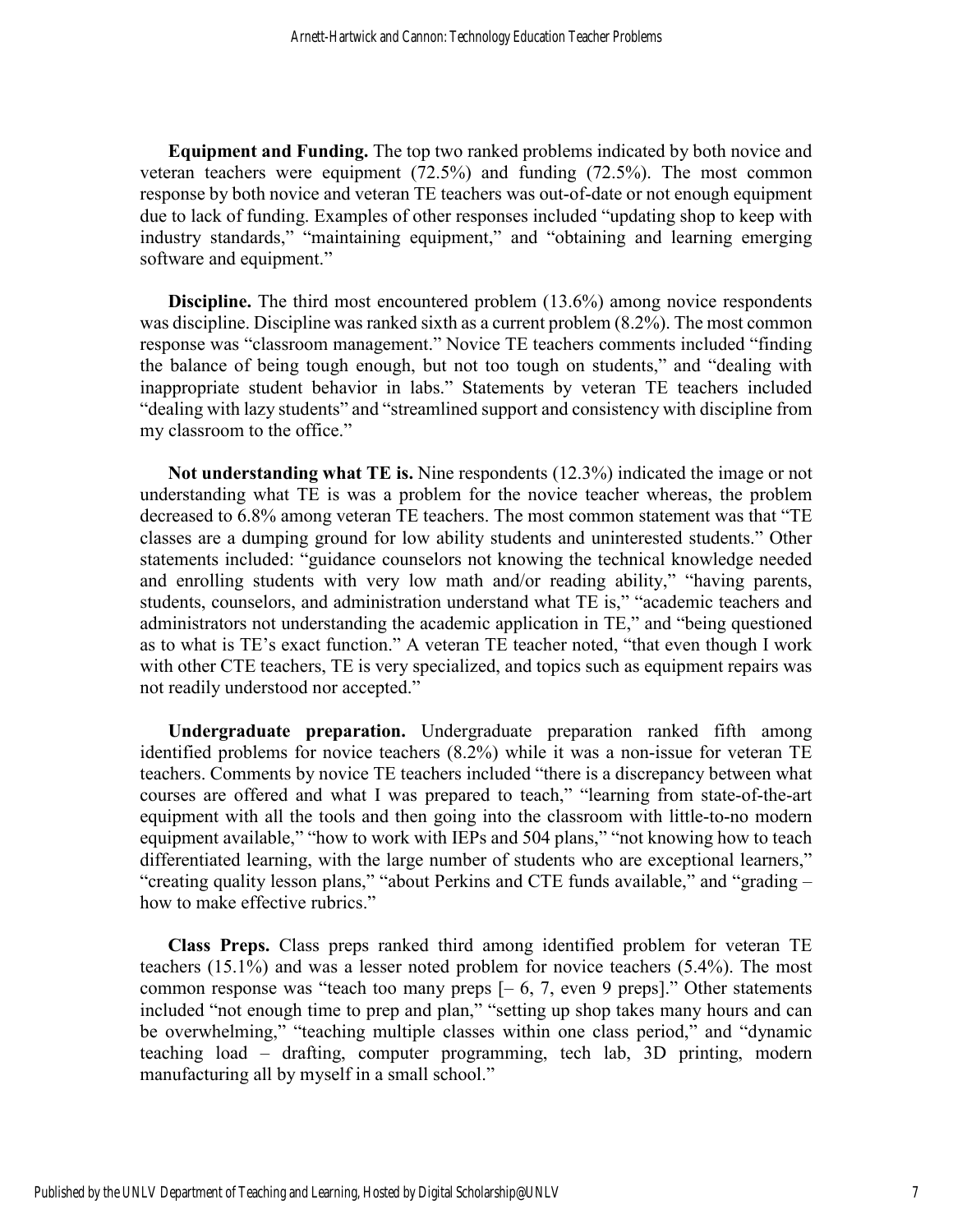**Equipment and Funding.** The top two ranked problems indicated by both novice and veteran teachers were equipment (72.5%) and funding (72.5%). The most common response by both novice and veteran TE teachers was out-of-date or not enough equipment due to lack of funding. Examples of other responses included "updating shop to keep with industry standards," "maintaining equipment," and "obtaining and learning emerging software and equipment."

**Discipline.** The third most encountered problem (13.6%) among novice respondents was discipline. Discipline was ranked sixth as a current problem (8.2%). The most common response was "classroom management." Novice TE teachers comments included "finding the balance of being tough enough, but not too tough on students," and "dealing with inappropriate student behavior in labs." Statements by veteran TE teachers included "dealing with lazy students" and "streamlined support and consistency with discipline from my classroom to the office."

**Not understanding what TE is.** Nine respondents (12.3%) indicated the image or not understanding what TE is was a problem for the novice teacher whereas, the problem decreased to 6.8% among veteran TE teachers. The most common statement was that "TE classes are a dumping ground for low ability students and uninterested students." Other statements included: "guidance counselors not knowing the technical knowledge needed and enrolling students with very low math and/or reading ability," "having parents, students, counselors, and administration understand what TE is," "academic teachers and administrators not understanding the academic application in TE," and "being questioned as to what is TE's exact function." A veteran TE teacher noted, "that even though I work with other CTE teachers, TE is very specialized, and topics such as equipment repairs was not readily understood nor accepted."

**Undergraduate preparation.** Undergraduate preparation ranked fifth among identified problems for novice teachers (8.2%) while it was a non-issue for veteran TE teachers. Comments by novice TE teachers included "there is a discrepancy between what courses are offered and what I was prepared to teach," "learning from state-of-the-art equipment with all the tools and then going into the classroom with little-to-no modern equipment available," "how to work with IEPs and 504 plans," "not knowing how to teach differentiated learning, with the large number of students who are exceptional learners," "creating quality lesson plans," "about Perkins and CTE funds available," and "grading – how to make effective rubrics."

**Class Preps.** Class preps ranked third among identified problem for veteran TE teachers (15.1%) and was a lesser noted problem for novice teachers (5.4%). The most common response was "teach too many preps [– 6, 7, even 9 preps]." Other statements included "not enough time to prep and plan," "setting up shop takes many hours and can be overwhelming," "teaching multiple classes within one class period," and "dynamic teaching load – drafting, computer programming, tech lab, 3D printing, modern manufacturing all by myself in a small school."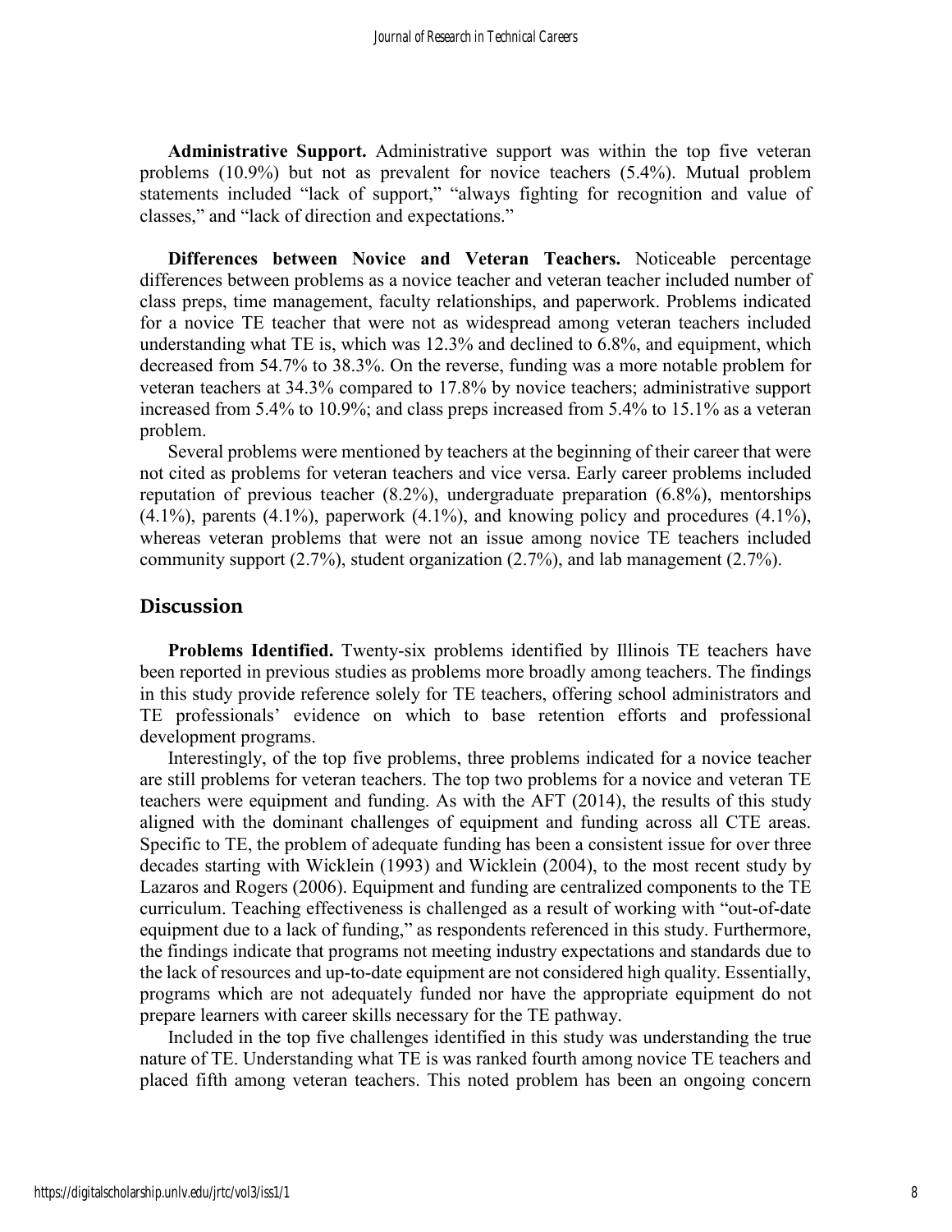**Administrative Support.** Administrative support was within the top five veteran problems (10.9%) but not as prevalent for novice teachers (5.4%). Mutual problem statements included "lack of support," "always fighting for recognition and value of classes," and "lack of direction and expectations."

**Differences between Novice and Veteran Teachers.** Noticeable percentage differences between problems as a novice teacher and veteran teacher included number of class preps, time management, faculty relationships, and paperwork. Problems indicated for a novice TE teacher that were not as widespread among veteran teachers included understanding what TE is, which was 12.3% and declined to 6.8%, and equipment, which decreased from 54.7% to 38.3%. On the reverse, funding was a more notable problem for veteran teachers at 34.3% compared to 17.8% by novice teachers; administrative support increased from 5.4% to 10.9%; and class preps increased from 5.4% to 15.1% as a veteran problem.

Several problems were mentioned by teachers at the beginning of their career that were not cited as problems for veteran teachers and vice versa. Early career problems included reputation of previous teacher (8.2%), undergraduate preparation (6.8%), mentorships (4.1%), parents (4.1%), paperwork (4.1%), and knowing policy and procedures (4.1%), whereas veteran problems that were not an issue among novice TE teachers included community support (2.7%), student organization (2.7%), and lab management (2.7%).

## Discussion

**Problems Identified.** Twenty-six problems identified by Illinois TE teachers have been reported in previous studies as problems more broadly among teachers. The findings in this study provide reference solely for TE teachers, offering school administrators and TE professionals' evidence on which to base retention efforts and professional development programs.

Interestingly, of the top five problems, three problems indicated for a novice teacher are still problems for veteran teachers. The top two problems for a novice and veteran TE teachers were equipment and funding. As with the AFT (2014), the results of this study aligned with the dominant challenges of equipment and funding across all CTE areas. Specific to TE, the problem of adequate funding has been a consistent issue for over three decades starting with Wicklein (1993) and Wicklein (2004), to the most recent study by Lazaros and Rogers (2006). Equipment and funding are centralized components to the TE curriculum. Teaching effectiveness is challenged as a result of working with "out-of-date equipment due to a lack of funding," as respondents referenced in this study. Furthermore, the findings indicate that programs not meeting industry expectations and standards due to the lack of resources and up-to-date equipment are not considered high quality. Essentially, programs which are not adequately funded nor have the appropriate equipment do not prepare learners with career skills necessary for the TE pathway.

Included in the top five challenges identified in this study was understanding the true nature of TE. Understanding what TE is was ranked fourth among novice TE teachers and placed fifth among veteran teachers. This noted problem has been an ongoing concern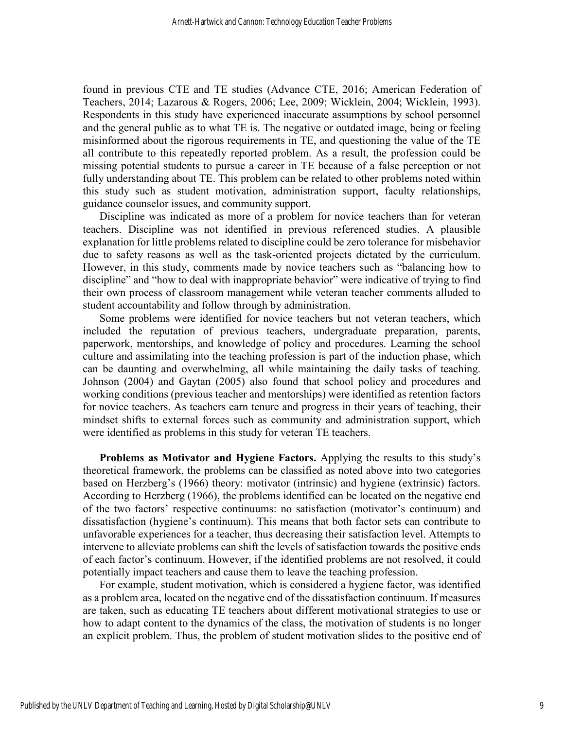found in previous CTE and TE studies (Advance CTE, 2016; American Federation of Teachers, 2014; Lazarous & Rogers, 2006; Lee, 2009; Wicklein, 2004; Wicklein, 1993). Respondents in this study have experienced inaccurate assumptions by school personnel and the general public as to what TE is. The negative or outdated image, being or feeling misinformed about the rigorous requirements in TE, and questioning the value of the TE all contribute to this repeatedly reported problem. As a result, the profession could be missing potential students to pursue a career in TE because of a false perception or not fully understanding about TE. This problem can be related to other problems noted within this study such as student motivation, administration support, faculty relationships, guidance counselor issues, and community support.

Discipline was indicated as more of a problem for novice teachers than for veteran teachers. Discipline was not identified in previous referenced studies. A plausible explanation for little problems related to discipline could be zero tolerance for misbehavior due to safety reasons as well as the task-oriented projects dictated by the curriculum. However, in this study, comments made by novice teachers such as "balancing how to discipline" and "how to deal with inappropriate behavior" were indicative of trying to find their own process of classroom management while veteran teacher comments alluded to student accountability and follow through by administration.

Some problems were identified for novice teachers but not veteran teachers, which included the reputation of previous teachers, undergraduate preparation, parents, paperwork, mentorships, and knowledge of policy and procedures. Learning the school culture and assimilating into the teaching profession is part of the induction phase, which can be daunting and overwhelming, all while maintaining the daily tasks of teaching. Johnson (2004) and Gaytan (2005) also found that school policy and procedures and working conditions (previous teacher and mentorships) were identified as retention factors for novice teachers. As teachers earn tenure and progress in their years of teaching, their mindset shifts to external forces such as community and administration support, which were identified as problems in this study for veteran TE teachers.

**Problems as Motivator and Hygiene Factors.** Applying the results to this study's theoretical framework, the problems can be classified as noted above into two categories based on Herzberg's (1966) theory: motivator (intrinsic) and hygiene (extrinsic) factors. According to Herzberg (1966), the problems identified can be located on the negative end of the two factors' respective continuums: no satisfaction (motivator's continuum) and dissatisfaction (hygiene's continuum). This means that both factor sets can contribute to unfavorable experiences for a teacher, thus decreasing their satisfaction level. Attempts to intervene to alleviate problems can shift the levels of satisfaction towards the positive ends of each factor's continuum. However, if the identified problems are not resolved, it could potentially impact teachers and cause them to leave the teaching profession.

For example, student motivation, which is considered a hygiene factor, was identified as a problem area, located on the negative end of the dissatisfaction continuum. If measures are taken, such as educating TE teachers about different motivational strategies to use or how to adapt content to the dynamics of the class, the motivation of students is no longer an explicit problem. Thus, the problem of student motivation slides to the positive end of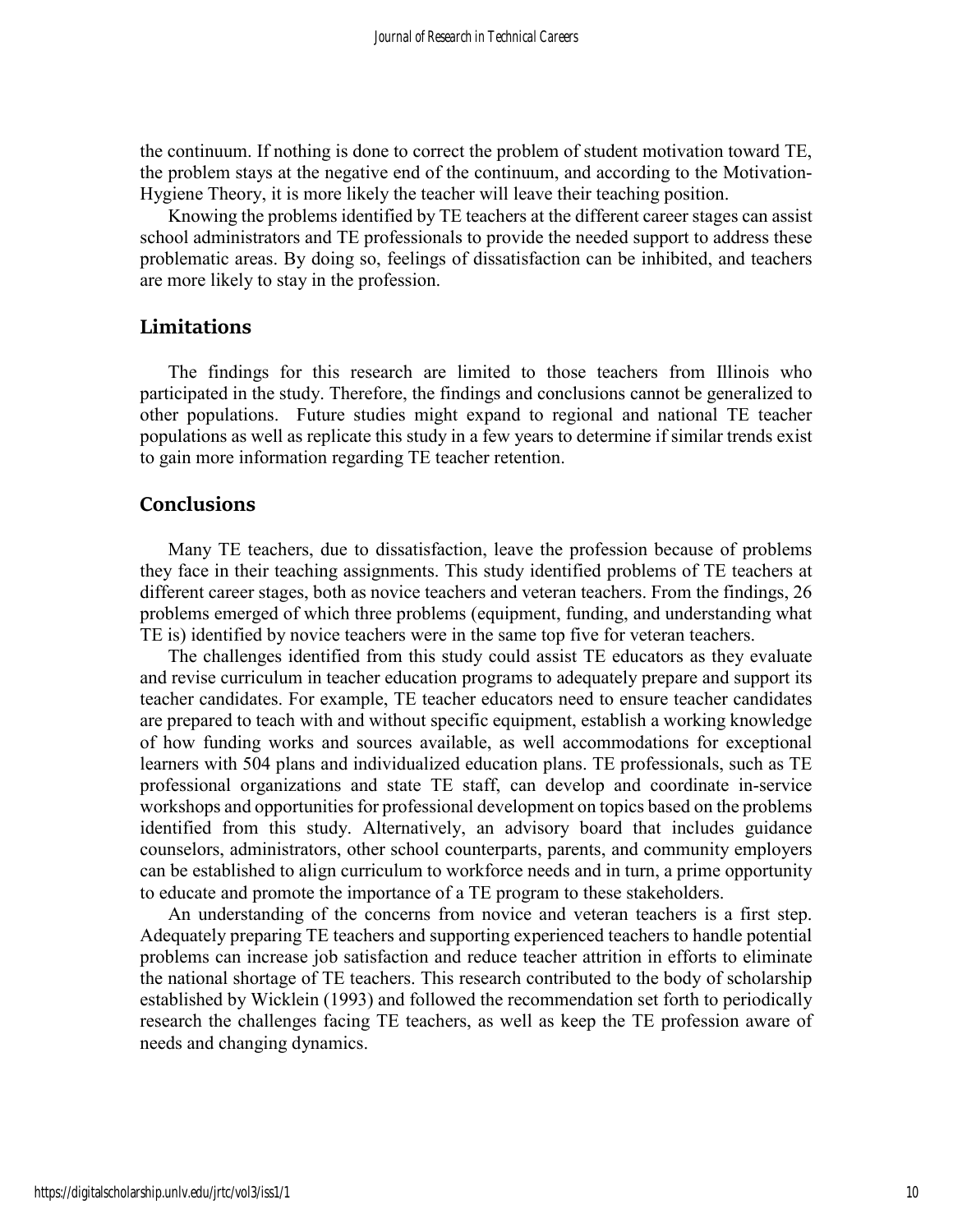the continuum. If nothing is done to correct the problem of student motivation toward TE, the problem stays at the negative end of the continuum, and according to the Motivation-Hygiene Theory, it is more likely the teacher will leave their teaching position.

Knowing the problems identified by TE teachers at the different career stages can assist school administrators and TE professionals to provide the needed support to address these problematic areas. By doing so, feelings of dissatisfaction can be inhibited, and teachers are more likely to stay in the profession.

## Limitations

The findings for this research are limited to those teachers from Illinois who participated in the study. Therefore, the findings and conclusions cannot be generalized to other populations. Future studies might expand to regional and national TE teacher populations as well as replicate this study in a few years to determine if similar trends exist to gain more information regarding TE teacher retention.

## Conclusions

Many TE teachers, due to dissatisfaction, leave the profession because of problems they face in their teaching assignments. This study identified problems of TE teachers at different career stages, both as novice teachers and veteran teachers. From the findings, 26 problems emerged of which three problems (equipment, funding, and understanding what TE is) identified by novice teachers were in the same top five for veteran teachers.

The challenges identified from this study could assist TE educators as they evaluate and revise curriculum in teacher education programs to adequately prepare and support its teacher candidates. For example, TE teacher educators need to ensure teacher candidates are prepared to teach with and without specific equipment, establish a working knowledge of how funding works and sources available, as well accommodations for exceptional learners with 504 plans and individualized education plans. TE professionals, such as TE professional organizations and state TE staff, can develop and coordinate in-service workshops and opportunities for professional development on topics based on the problems identified from this study. Alternatively, an advisory board that includes guidance counselors, administrators, other school counterparts, parents, and community employers can be established to align curriculum to workforce needs and in turn, a prime opportunity to educate and promote the importance of a TE program to these stakeholders.

An understanding of the concerns from novice and veteran teachers is a first step. Adequately preparing TE teachers and supporting experienced teachers to handle potential problems can increase job satisfaction and reduce teacher attrition in efforts to eliminate the national shortage of TE teachers. This research contributed to the body of scholarship established by Wicklein (1993) and followed the recommendation set forth to periodically research the challenges facing TE teachers, as well as keep the TE profession aware of needs and changing dynamics.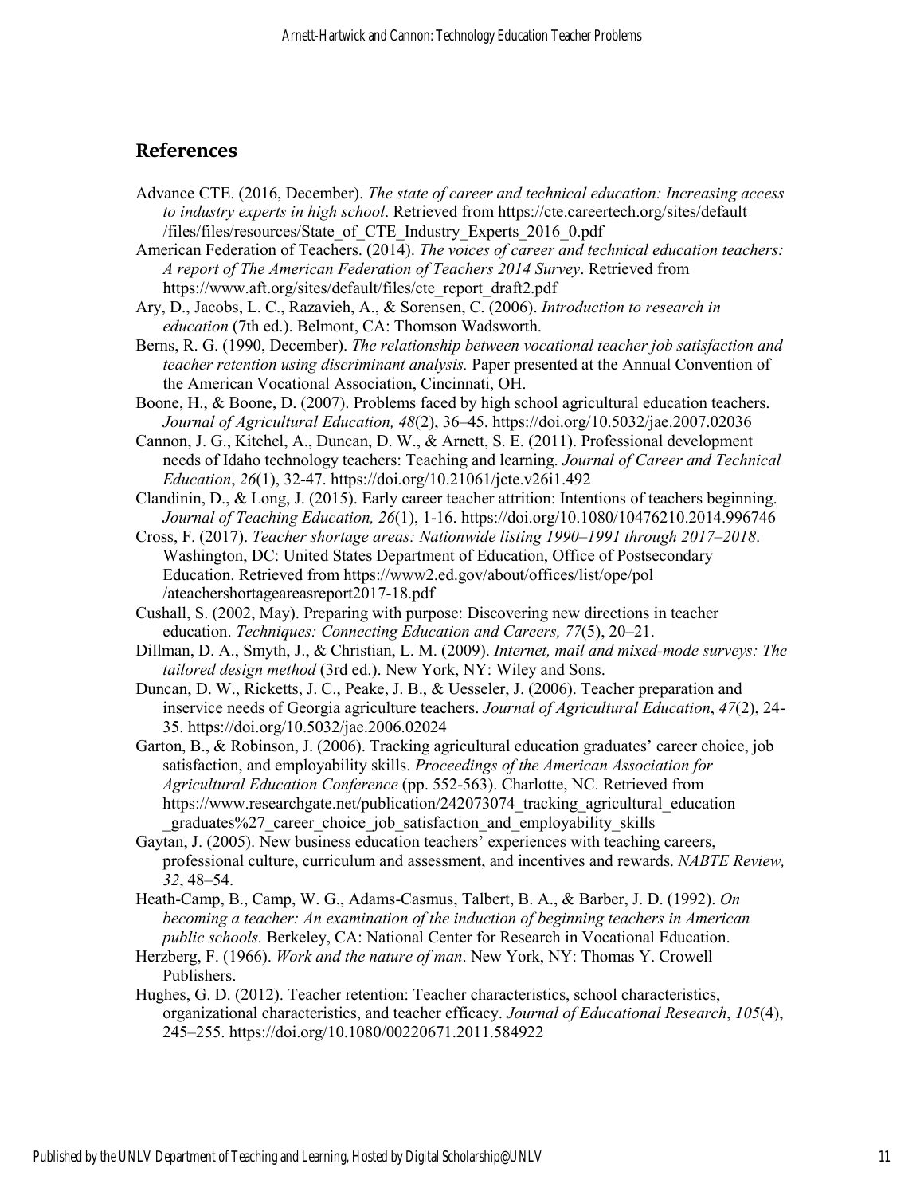## References

Advance CTE. (2016, December). *The state of career and technical education: Increasing access to industry experts in high school*. Retrieved from https://cte.careertech.org/sites/default/files/files/resources/State_of_CTE_Industry_Experts_2016_0.pdf

American Federation of Teachers. (2014). *The voices of career and technical education teachers: A report of The American Federation of Teachers 2014 Survey*. Retrieved from https://www.aft.org/sites/default/files/cte_report_draft2.pdf

Ary, D., Jacobs, L. C., Razavieh, A., & Sorensen, C. (2006). *Introduction to research in education* (7th ed.). Belmont, CA: Thomson Wadsworth.

Berns, R. G. (1990, December). *The relationship between vocational teacher job satisfaction and teacher retention using discriminant analysis.* Paper presented at the Annual Convention of the American Vocational Association, Cincinnati, OH.

Boone, H., & Boone, D. (2007). Problems faced by high school agricultural education teachers. *Journal of Agricultural Education, 48*(2), 36–45. https://doi.org/10.5032/jae.2007.02036

Cannon, J. G., Kitchel, A., Duncan, D. W., & Arnett, S. E. (2011). Professional development needs of Idaho technology teachers: Teaching and learning. *Journal of Career and Technical Education*, *26*(1), 32-47. https://doi.org/10.21061/jcte.v26i1.492

Clandinin, D., & Long, J. (2015). Early career teacher attrition: Intentions of teachers beginning. *Journal of Teaching Education, 26*(1), 1-16. https://doi.org/10.1080/10476210.2014.996746

Cross, F. (2017). *Teacher shortage areas: Nationwide listing 1990–1991 through 2017–2018.* Washington, DC: United States Department of Education, Office of Postsecondary Education. Retrieved from https://www2.ed.gov/about/offices/list/ope/pol/ateachershortageareasreport2017-18.pdf

Cushall, S. (2002, May). Preparing with purpose: Discovering new directions in teacher education. *Techniques: Connecting Education and Careers, 77*(5), 20–21.

Dillman, D. A., Smyth, J., & Christian, L. M. (2009). *Internet, mail and mixed-mode surveys: The tailored design method* (3rd ed.). New York, NY: Wiley and Sons.

Duncan, D. W., Ricketts, J. C., Peake, J. B., & Uesseler, J. (2006). Teacher preparation and inservice needs of Georgia agriculture teachers. *Journal of Agricultural Education*, *47*(2), 24-35. https://doi.org/10.5032/jae.2006.02024

Garton, B., & Robinson, J. (2006). Tracking agricultural education graduates' career choice, job satisfaction, and employability skills. *Proceedings of the American Association for Agricultural Education Conference* (pp. 552-563). Charlotte, NC. Retrieved from https://www.researchgate.net/publication/242073074_tracking_agricultural_education_graduates%27_career_choice_job_satisfaction_and_employability_skills

Gaytan, J. (2005). New business education teachers' experiences with teaching careers, professional culture, curriculum and assessment, and incentives and rewards. *NABTE Review, 32*, 48–54.

Heath-Camp, B., Camp, W. G., Adams-Casmus, Talbert, B. A., & Barber, J. D. (1992). *On becoming a teacher: An examination of the induction of beginning teachers in American public schools.* Berkeley, CA: National Center for Research in Vocational Education.

Herzberg, F. (1966). *Work and the nature of man*. New York, NY: Thomas Y. Crowell Publishers.

Hughes, G. D. (2012). Teacher retention: Teacher characteristics, school characteristics, organizational characteristics, and teacher efficacy. *Journal of Educational Research*, *105*(4), 245–255. https://doi.org/10.1080/00220671.2011.584922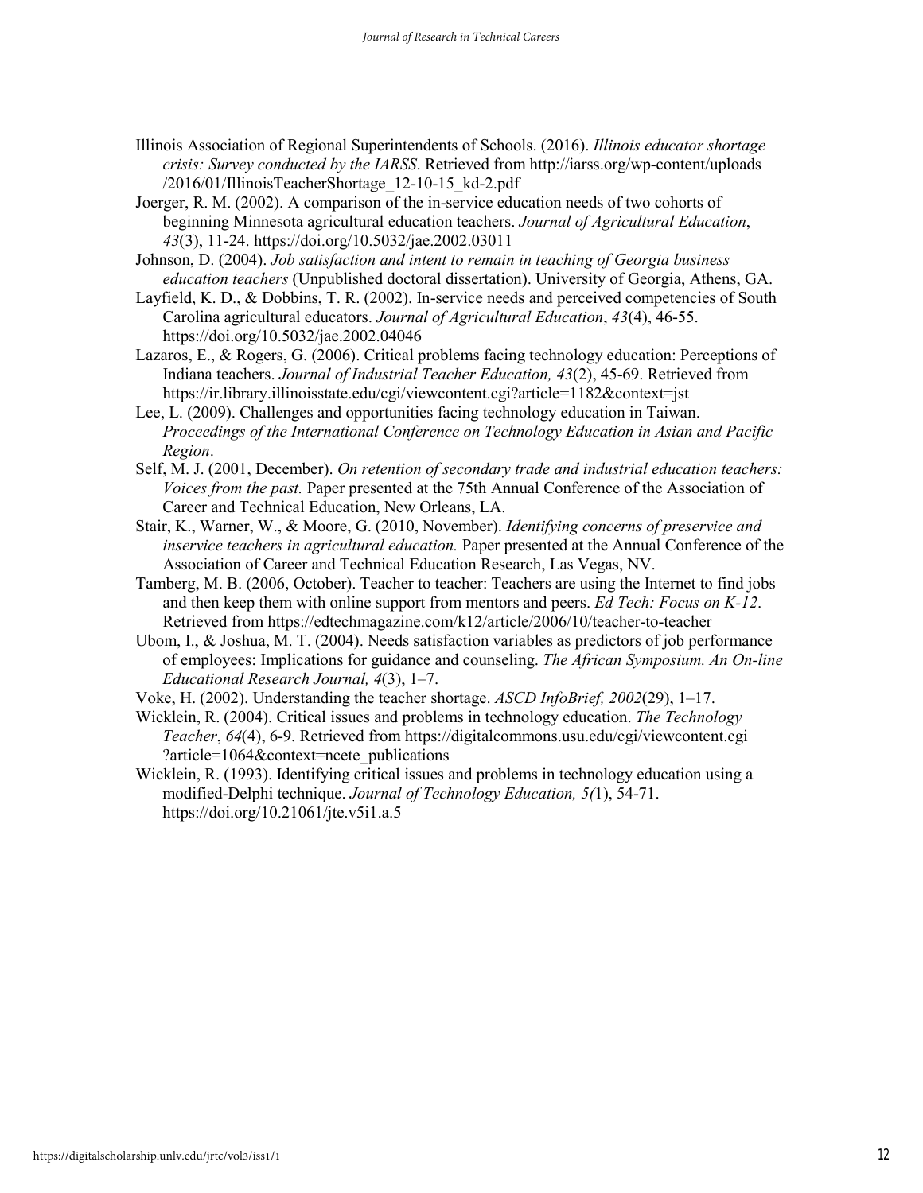Illinois Association of Regional Superintendents of Schools. (2016). *Illinois educator shortage crisis: Survey conducted by the IARSS*. Retrieved from http://iarss.org/wp-content/uploads /2016/01/IllinoisTeacherShortage_12-10-15_kd-2.pdf

Joerger, R. M. (2002). A comparison of the in-service education needs of two cohorts of beginning Minnesota agricultural education teachers. *Journal of Agricultural Education*, *43*(3), 11-24. https://doi.org/10.5032/jae.2002.03011

Johnson, D. (2004). *Job satisfaction and intent to remain in teaching of Georgia business education teachers* (Unpublished doctoral dissertation). University of Georgia, Athens, GA.

Layfield, K. D., & Dobbins, T. R. (2002). In-service needs and perceived competencies of South Carolina agricultural educators. *Journal of Agricultural Education*, *43*(4), 46-55. https://doi.org/10.5032/jae.2002.04046

Lazaros, E., & Rogers, G. (2006). Critical problems facing technology education: Perceptions of Indiana teachers. *Journal of Industrial Teacher Education, 43*(2), 45-69. Retrieved from https://ir.library.illinoisstate.edu/cgi/viewcontent.cgi?article=1182&context=jst

Lee, L. (2009). Challenges and opportunities facing technology education in Taiwan. *Proceedings of the International Conference on Technology Education in Asian and Pacific Region*.

Self, M. J. (2001, December). *On retention of secondary trade and industrial education teachers: Voices from the past.* Paper presented at the 75th Annual Conference of the Association of Career and Technical Education, New Orleans, LA.

Stair, K., Warner, W., & Moore, G. (2010, November). *Identifying concerns of preservice and inservice teachers in agricultural education.* Paper presented at the Annual Conference of the Association of Career and Technical Education Research, Las Vegas, NV.

Tamberg, M. B. (2006, October). Teacher to teacher: Teachers are using the Internet to find jobs and then keep them with online support from mentors and peers. *Ed Tech: Focus on K-12*. Retrieved from https://edtechmagazine.com/k12/article/2006/10/teacher-to-teacher

Ubom, I., & Joshua, M. T. (2004). Needs satisfaction variables as predictors of job performance of employees: Implications for guidance and counseling. *The African Symposium. An On-line Educational Research Journal, 4*(3), 1–7.

Voke, H. (2002). Understanding the teacher shortage. *ASCD InfoBrief, 2002*(29), 1–17.

Wicklein, R. (2004). Critical issues and problems in technology education. *The Technology Teacher*, *64*(4), 6-9. Retrieved from https://digitalcommons.usu.edu/cgi/viewcontent.cgi ?article=1064&context=ncete_publications

Wicklein, R. (1993). Identifying critical issues and problems in technology education using a modified-Delphi technique. *Journal of Technology Education, 5(*1), 54-71. https://doi.org/10.21061/jte.v5i1.a.5